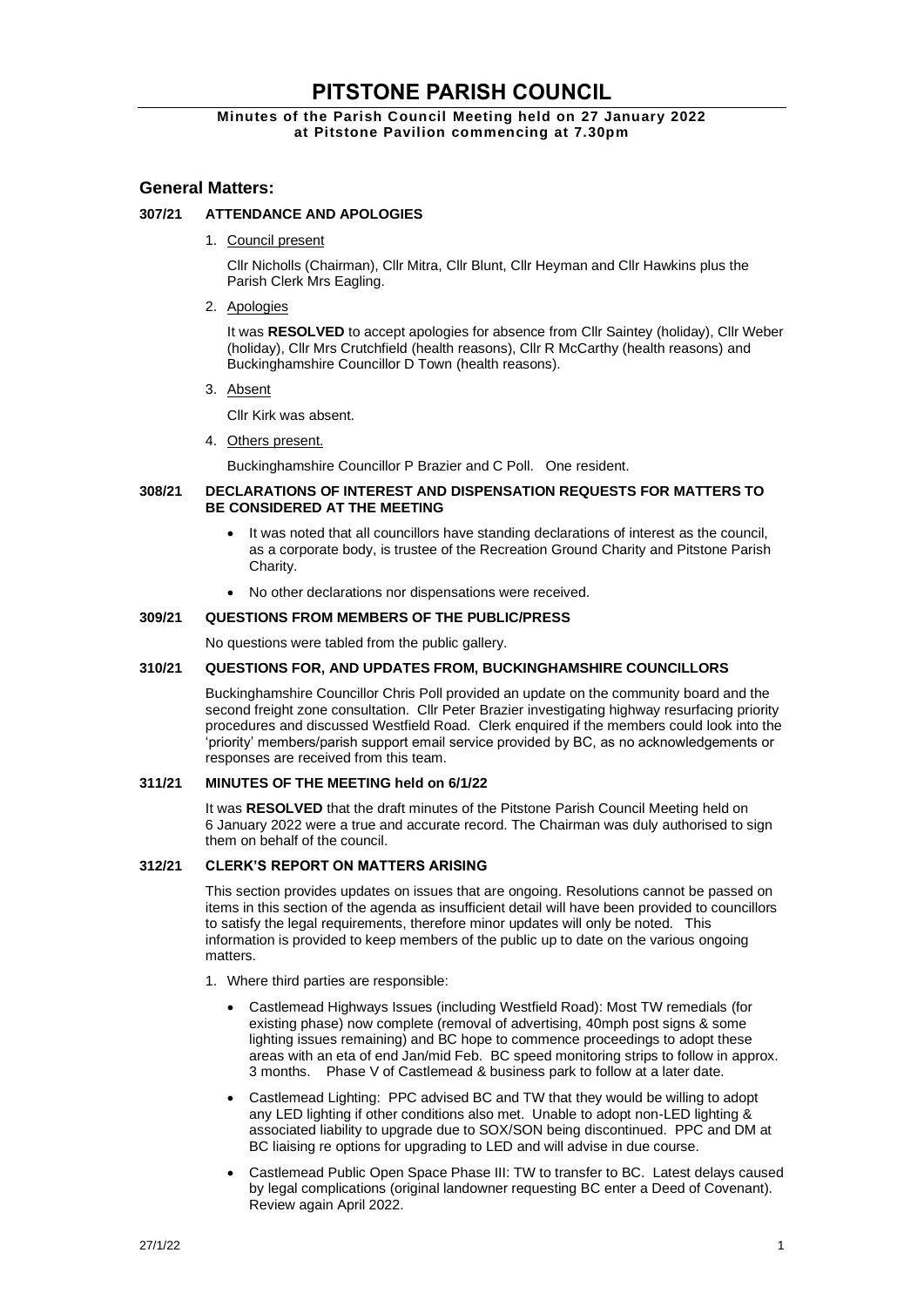# PITSTONE PARISH COUNCIL

**Minutes of the Parish Council Meeting held on 27 January 2022 at Pitstone Pavilion commencing at 7.30pm**

## General Matters:

### 307/21 ATTENDANCE AND APOLOGIES

1. Council present

   Cllr Nicholls (Chairman), Cllr Mitra, Cllr Blunt, Cllr Heyman and Cllr Hawkins plus the Parish Clerk Mrs Eagling.

2. Apologies

   It was **RESOLVED** to accept apologies for absence from Cllr Saintey (holiday), Cllr Weber (holiday), Cllr Mrs Crutchfield (health reasons), Cllr R McCarthy (health reasons) and Buckinghamshire Councillor D Town (health reasons).

3. Absent

   Cllr Kirk was absent.

4. Others present.

   Buckinghamshire Councillor P Brazier and C Poll. One resident.

### 308/21 DECLARATIONS OF INTEREST AND DISPENSATION REQUESTS FOR MATTERS TO BE CONSIDERED AT THE MEETING

- It was noted that all councillors have standing declarations of interest as the council, as a corporate body, is trustee of the Recreation Ground Charity and Pitstone Parish Charity.
- No other declarations nor dispensations were received.

### 309/21 QUESTIONS FROM MEMBERS OF THE PUBLIC/PRESS

No questions were tabled from the public gallery.

### 310/21 QUESTIONS FOR, AND UPDATES FROM, BUCKINGHAMSHIRE COUNCILLORS

Buckinghamshire Councillor Chris Poll provided an update on the community board and the second freight zone consultation. Cllr Peter Brazier investigating highway resurfacing priority procedures and discussed Westfield Road. Clerk enquired if the members could look into the 'priority' members/parish support email service provided by BC, as no acknowledgements or responses are received from this team.

### 311/21 MINUTES OF THE MEETING held on 6/1/22

It was **RESOLVED** that the draft minutes of the Pitstone Parish Council Meeting held on 6 January 2022 were a true and accurate record. The Chairman was duly authorised to sign them on behalf of the council.

### 312/21 CLERK'S REPORT ON MATTERS ARISING

This section provides updates on issues that are ongoing. Resolutions cannot be passed on items in this section of the agenda as insufficient detail will have been provided to councillors to satisfy the legal requirements, therefore minor updates will only be noted. This information is provided to keep members of the public up to date on the various ongoing matters.

1. Where third parties are responsible:

   - Castlemead Highways Issues (including Westfield Road): Most TW remedials (for existing phase) now complete (removal of advertising, 40mph post signs & some lighting issues remaining) and BC hope to commence proceedings to adopt these areas with an eta of end Jan/mid Feb. BC speed monitoring strips to follow in approx. 3 months. Phase V of Castlemead & business park to follow at a later date.
   - Castlemead Lighting: PPC advised BC and TW that they would be willing to adopt any LED lighting if other conditions also met. Unable to adopt non-LED lighting & associated liability to upgrade due to SOX/SON being discontinued. PPC and DM at BC liaising re options for upgrading to LED and will advise in due course.
   - Castlemead Public Open Space Phase III: TW to transfer to BC. Latest delays caused by legal complications (original landowner requesting BC enter a Deed of Covenant). Review again April 2022.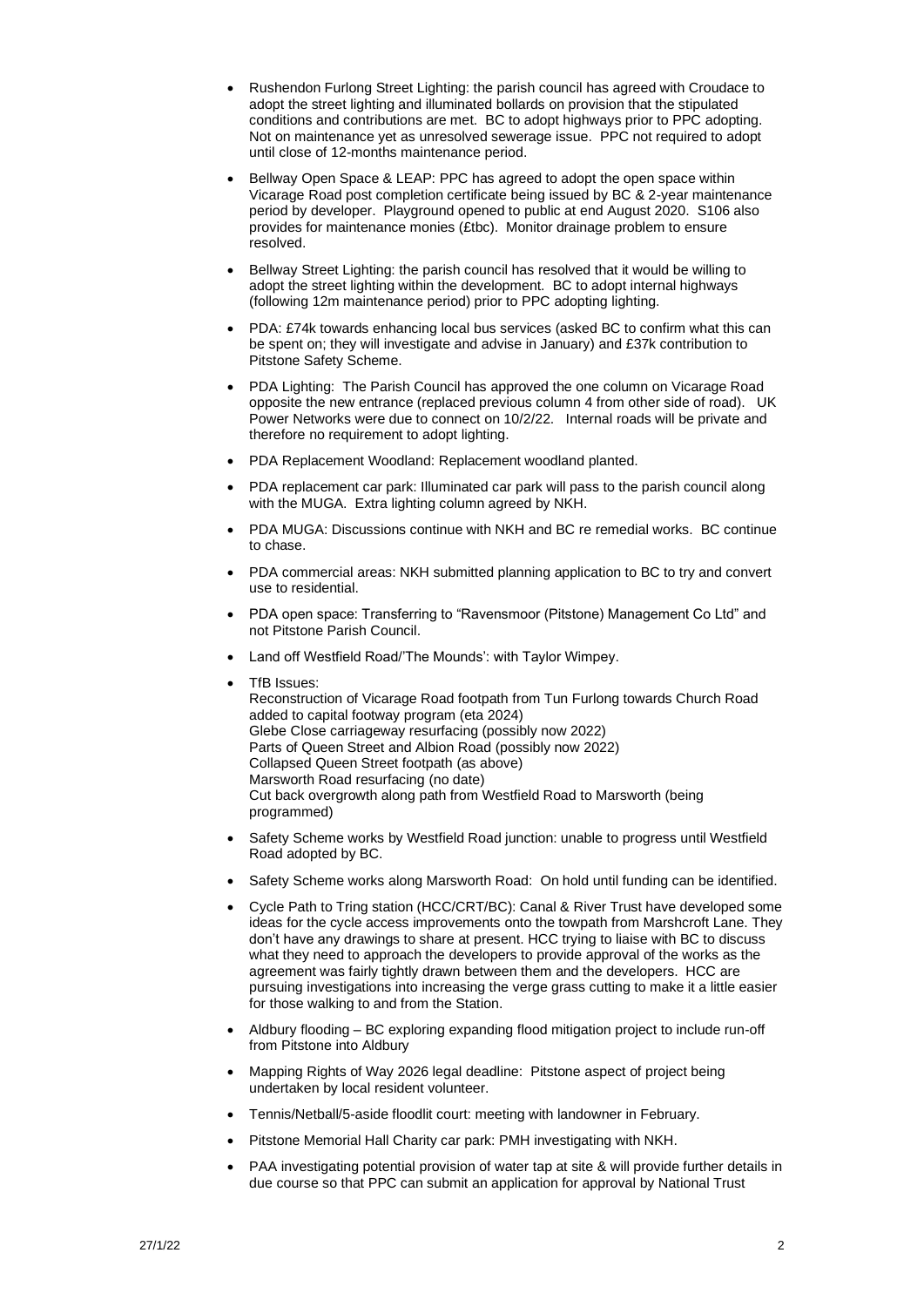- Rushendon Furlong Street Lighting: the parish council has agreed with Croudace to adopt the street lighting and illuminated bollards on provision that the stipulated conditions and contributions are met. BC to adopt highways prior to PPC adopting. Not on maintenance yet as unresolved sewerage issue. PPC not required to adopt until close of 12-months maintenance period.

- Bellway Open Space & LEAP: PPC has agreed to adopt the open space within Vicarage Road post completion certificate being issued by BC & 2-year maintenance period by developer. Playground opened to public at end August 2020. S106 also provides for maintenance monies (£tbc). Monitor drainage problem to ensure resolved.

- Bellway Street Lighting: the parish council has resolved that it would be willing to adopt the street lighting within the development. BC to adopt internal highways (following 12m maintenance period) prior to PPC adopting lighting.

- PDA: £74k towards enhancing local bus services (asked BC to confirm what this can be spent on; they will investigate and advise in January) and £37k contribution to Pitstone Safety Scheme.

- PDA Lighting: The Parish Council has approved the one column on Vicarage Road opposite the new entrance (replaced previous column 4 from other side of road). UK Power Networks were due to connect on 10/2/22. Internal roads will be private and therefore no requirement to adopt lighting.

- PDA Replacement Woodland: Replacement woodland planted.

- PDA replacement car park: Illuminated car park will pass to the parish council along with the MUGA. Extra lighting column agreed by NKH.

- PDA MUGA: Discussions continue with NKH and BC re remedial works. BC continue to chase.

- PDA commercial areas: NKH submitted planning application to BC to try and convert use to residential.

- PDA open space: Transferring to "Ravensmoor (Pitstone) Management Co Ltd" and not Pitstone Parish Council.

- Land off Westfield Road/'The Mounds': with Taylor Wimpey.

- TfB Issues:
  Reconstruction of Vicarage Road footpath from Tun Furlong towards Church Road added to capital footway program (eta 2024)
  Glebe Close carriageway resurfacing (possibly now 2022)
  Parts of Queen Street and Albion Road (possibly now 2022)
  Collapsed Queen Street footpath (as above)
  Marsworth Road resurfacing (no date)
  Cut back overgrowth along path from Westfield Road to Marsworth (being programmed)

- Safety Scheme works by Westfield Road junction: unable to progress until Westfield Road adopted by BC.

- Safety Scheme works along Marsworth Road: On hold until funding can be identified.

- Cycle Path to Tring station (HCC/CRT/BC): Canal & River Trust have developed some ideas for the cycle access improvements onto the towpath from Marshcroft Lane. They don't have any drawings to share at present. HCC trying to liaise with BC to discuss what they need to approach the developers to provide approval of the works as the agreement was fairly tightly drawn between them and the developers. HCC are pursuing investigations into increasing the verge grass cutting to make it a little easier for those walking to and from the Station.

- Aldbury flooding – BC exploring expanding flood mitigation project to include run-off from Pitstone into Aldbury

- Mapping Rights of Way 2026 legal deadline: Pitstone aspect of project being undertaken by local resident volunteer.

- Tennis/Netball/5-aside floodlit court: meeting with landowner in February.

- Pitstone Memorial Hall Charity car park: PMH investigating with NKH.

- PAA investigating potential provision of water tap at site & will provide further details in due course so that PPC can submit an application for approval by National Trust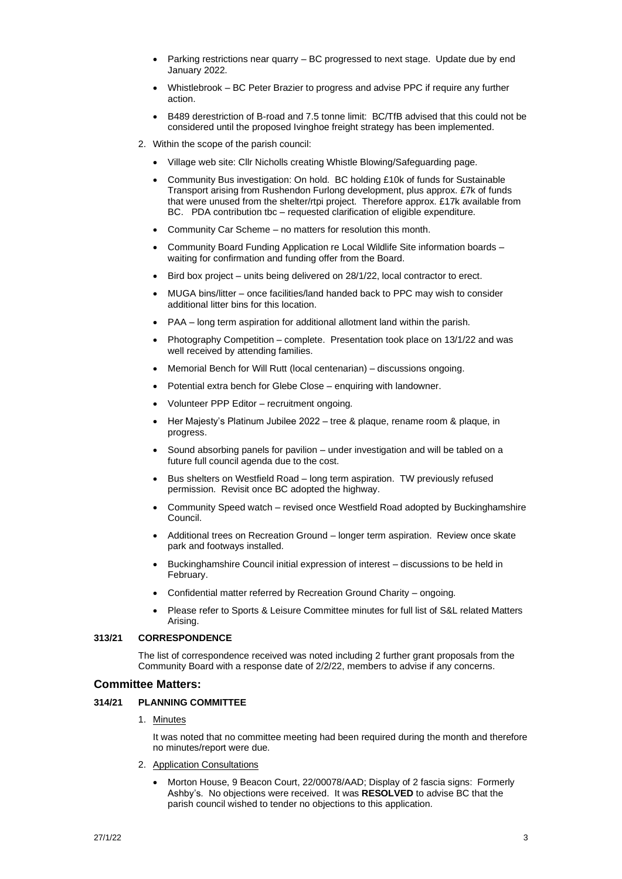- Parking restrictions near quarry – BC progressed to next stage. Update due by end January 2022.
- Whistlebrook – BC Peter Brazier to progress and advise PPC if require any further action.
- B489 derestriction of B-road and 7.5 tonne limit: BC/TfB advised that this could not be considered until the proposed Ivinghoe freight strategy has been implemented.

2. Within the scope of the parish council:
   - Village web site: Cllr Nicholls creating Whistle Blowing/Safeguarding page.
   - Community Bus investigation: On hold. BC holding £10k of funds for Sustainable Transport arising from Rushendon Furlong development, plus approx. £7k of funds that were unused from the shelter/rtpi project. Therefore approx. £17k available from BC. PDA contribution tbc – requested clarification of eligible expenditure.
   - Community Car Scheme – no matters for resolution this month.
   - Community Board Funding Application re Local Wildlife Site information boards – waiting for confirmation and funding offer from the Board.
   - Bird box project – units being delivered on 28/1/22, local contractor to erect.
   - MUGA bins/litter – once facilities/land handed back to PPC may wish to consider additional litter bins for this location.
   - PAA – long term aspiration for additional allotment land within the parish.
   - Photography Competition – complete. Presentation took place on 13/1/22 and was well received by attending families.
   - Memorial Bench for Will Rutt (local centenarian) – discussions ongoing.
   - Potential extra bench for Glebe Close – enquiring with landowner.
   - Volunteer PPP Editor – recruitment ongoing.
   - Her Majesty's Platinum Jubilee 2022 – tree & plaque, rename room & plaque, in progress.
   - Sound absorbing panels for pavilion – under investigation and will be tabled on a future full council agenda due to the cost.
   - Bus shelters on Westfield Road – long term aspiration. TW previously refused permission. Revisit once BC adopted the highway.
   - Community Speed watch – revised once Westfield Road adopted by Buckinghamshire Council.
   - Additional trees on Recreation Ground – longer term aspiration. Review once skate park and footways installed.
   - Buckinghamshire Council initial expression of interest – discussions to be held in February.
   - Confidential matter referred by Recreation Ground Charity – ongoing.
   - Please refer to Sports & Leisure Committee minutes for full list of S&L related Matters Arising.

**313/21 CORRESPONDENCE**

The list of correspondence received was noted including 2 further grant proposals from the Community Board with a response date of 2/2/22, members to advise if any concerns.

## Committee Matters:

**314/21 PLANNING COMMITTEE**

1. Minutes

   It was noted that no committee meeting had been required during the month and therefore no minutes/report were due.

2. Application Consultations

   - Morton House, 9 Beacon Court, 22/00078/AAD; Display of 2 fascia signs: Formerly Ashby's. No objections were received. It was **RESOLVED** to advise BC that the parish council wished to tender no objections to this application.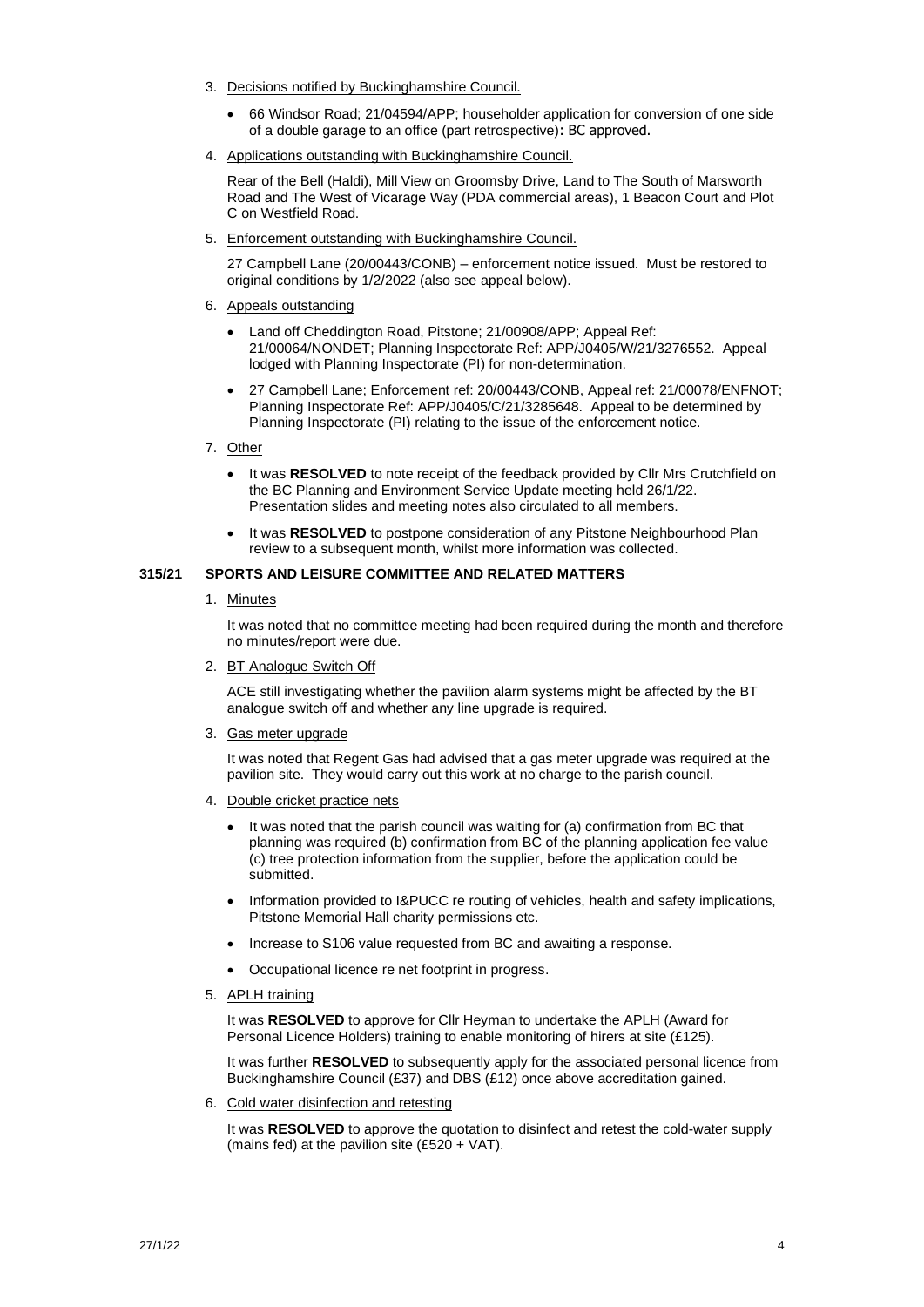3. Decisions notified by Buckinghamshire Council.

   - 66 Windsor Road; 21/04594/APP; householder application for conversion of one side of a double garage to an office (part retrospective): BC approved.

4. Applications outstanding with Buckinghamshire Council.

   Rear of the Bell (Haldi), Mill View on Groomsby Drive, Land to The South of Marsworth Road and The West of Vicarage Way (PDA commercial areas), 1 Beacon Court and Plot C on Westfield Road.

5. Enforcement outstanding with Buckinghamshire Council.

   27 Campbell Lane (20/00443/CONB) – enforcement notice issued. Must be restored to original conditions by 1/2/2022 (also see appeal below).

6. Appeals outstanding

   - Land off Cheddington Road, Pitstone; 21/00908/APP; Appeal Ref: 21/00064/NONDET; Planning Inspectorate Ref: APP/J0405/W/21/3276552. Appeal lodged with Planning Inspectorate (PI) for non-determination.
   - 27 Campbell Lane; Enforcement ref: 20/00443/CONB, Appeal ref: 21/00078/ENFNOT; Planning Inspectorate Ref: APP/J0405/C/21/3285648. Appeal to be determined by Planning Inspectorate (PI) relating to the issue of the enforcement notice.

7. Other

   - It was **RESOLVED** to note receipt of the feedback provided by Cllr Mrs Crutchfield on the BC Planning and Environment Service Update meeting held 26/1/22. Presentation slides and meeting notes also circulated to all members.
   - It was **RESOLVED** to postpone consideration of any Pitstone Neighbourhood Plan review to a subsequent month, whilst more information was collected.

**315/21 SPORTS AND LEISURE COMMITTEE AND RELATED MATTERS**

1. Minutes

   It was noted that no committee meeting had been required during the month and therefore no minutes/report were due.

2. BT Analogue Switch Off

   ACE still investigating whether the pavilion alarm systems might be affected by the BT analogue switch off and whether any line upgrade is required.

3. Gas meter upgrade

   It was noted that Regent Gas had advised that a gas meter upgrade was required at the pavilion site. They would carry out this work at no charge to the parish council.

4. Double cricket practice nets

   - It was noted that the parish council was waiting for (a) confirmation from BC that planning was required (b) confirmation from BC of the planning application fee value (c) tree protection information from the supplier, before the application could be submitted.
   - Information provided to I&PUCC re routing of vehicles, health and safety implications, Pitstone Memorial Hall charity permissions etc.
   - Increase to S106 value requested from BC and awaiting a response.
   - Occupational licence re net footprint in progress.

5. APLH training

   It was **RESOLVED** to approve for Cllr Heyman to undertake the APLH (Award for Personal Licence Holders) training to enable monitoring of hirers at site (£125).

   It was further **RESOLVED** to subsequently apply for the associated personal licence from Buckinghamshire Council (£37) and DBS (£12) once above accreditation gained.

6. Cold water disinfection and retesting

   It was **RESOLVED** to approve the quotation to disinfect and retest the cold-water supply (mains fed) at the pavilion site (£520 + VAT).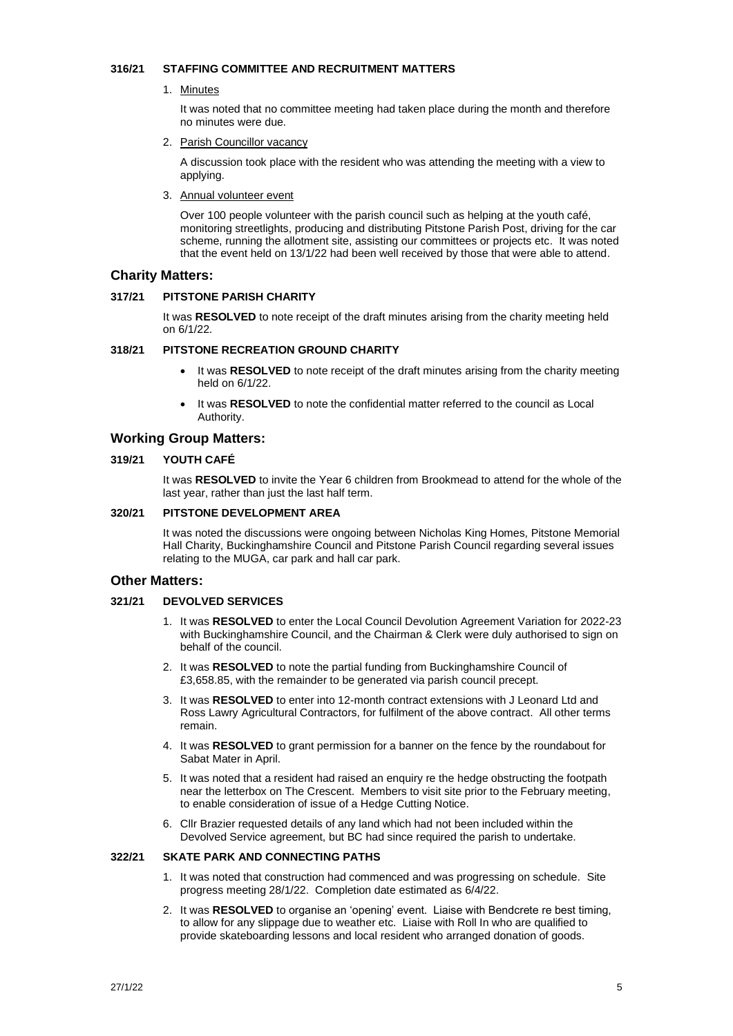**316/21 STAFFING COMMITTEE AND RECRUITMENT MATTERS**

1. Minutes

   It was noted that no committee meeting had taken place during the month and therefore no minutes were due.

2. Parish Councillor vacancy

   A discussion took place with the resident who was attending the meeting with a view to applying.

3. Annual volunteer event

   Over 100 people volunteer with the parish council such as helping at the youth café, monitoring streetlights, producing and distributing Pitstone Parish Post, driving for the car scheme, running the allotment site, assisting our committees or projects etc. It was noted that the event held on 13/1/22 had been well received by those that were able to attend.

## Charity Matters:

**317/21 PITSTONE PARISH CHARITY**

It was **RESOLVED** to note receipt of the draft minutes arising from the charity meeting held on 6/1/22.

**318/21 PITSTONE RECREATION GROUND CHARITY**

- It was **RESOLVED** to note receipt of the draft minutes arising from the charity meeting held on 6/1/22.
- It was **RESOLVED** to note the confidential matter referred to the council as Local Authority.

## Working Group Matters:

**319/21 YOUTH CAFÉ**

It was **RESOLVED** to invite the Year 6 children from Brookmead to attend for the whole of the last year, rather than just the last half term.

**320/21 PITSTONE DEVELOPMENT AREA**

It was noted the discussions were ongoing between Nicholas King Homes, Pitstone Memorial Hall Charity, Buckinghamshire Council and Pitstone Parish Council regarding several issues relating to the MUGA, car park and hall car park.

## Other Matters:

**321/21 DEVOLVED SERVICES**

1. It was **RESOLVED** to enter the Local Council Devolution Agreement Variation for 2022-23 with Buckinghamshire Council, and the Chairman & Clerk were duly authorised to sign on behalf of the council.
2. It was **RESOLVED** to note the partial funding from Buckinghamshire Council of £3,658.85, with the remainder to be generated via parish council precept.
3. It was **RESOLVED** to enter into 12-month contract extensions with J Leonard Ltd and Ross Lawry Agricultural Contractors, for fulfilment of the above contract. All other terms remain.
4. It was **RESOLVED** to grant permission for a banner on the fence by the roundabout for Sabat Mater in April.
5. It was noted that a resident had raised an enquiry re the hedge obstructing the footpath near the letterbox on The Crescent. Members to visit site prior to the February meeting, to enable consideration of issue of a Hedge Cutting Notice.
6. Cllr Brazier requested details of any land which had not been included within the Devolved Service agreement, but BC had since required the parish to undertake.

**322/21 SKATE PARK AND CONNECTING PATHS**

1. It was noted that construction had commenced and was progressing on schedule. Site progress meeting 28/1/22. Completion date estimated as 6/4/22.
2. It was **RESOLVED** to organise an 'opening' event. Liaise with Bendcrete re best timing, to allow for any slippage due to weather etc. Liaise with Roll In who are qualified to provide skateboarding lessons and local resident who arranged donation of goods.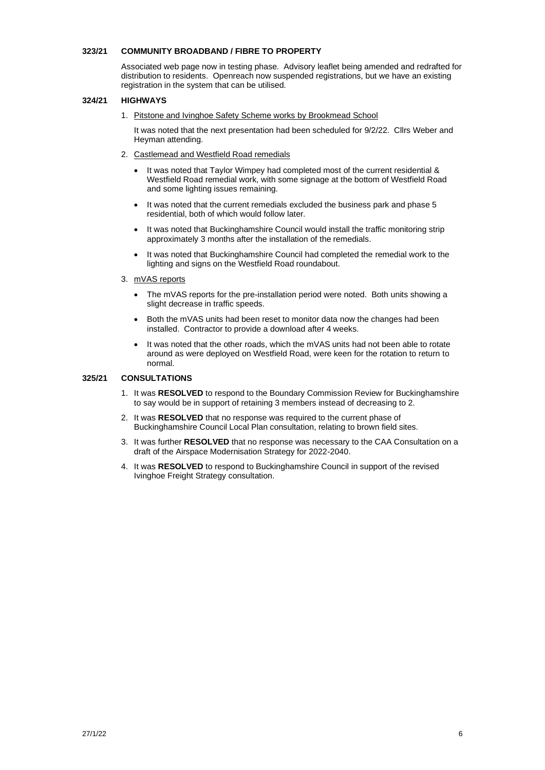**323/21 COMMUNITY BROADBAND / FIBRE TO PROPERTY**

Associated web page now in testing phase. Advisory leaflet being amended and redrafted for distribution to residents. Openreach now suspended registrations, but we have an existing registration in the system that can be utilised.

**324/21 HIGHWAYS**

1. Pitstone and Ivinghoe Safety Scheme works by Brookmead School

   It was noted that the next presentation had been scheduled for 9/2/22. Cllrs Weber and Heyman attending.

2. Castlemead and Westfield Road remedials

   - It was noted that Taylor Wimpey had completed most of the current residential & Westfield Road remedial work, with some signage at the bottom of Westfield Road and some lighting issues remaining.
   - It was noted that the current remedials excluded the business park and phase 5 residential, both of which would follow later.
   - It was noted that Buckinghamshire Council would install the traffic monitoring strip approximately 3 months after the installation of the remedials.
   - It was noted that Buckinghamshire Council had completed the remedial work to the lighting and signs on the Westfield Road roundabout.

3. mVAS reports

   - The mVAS reports for the pre-installation period were noted. Both units showing a slight decrease in traffic speeds.
   - Both the mVAS units had been reset to monitor data now the changes had been installed. Contractor to provide a download after 4 weeks.
   - It was noted that the other roads, which the mVAS units had not been able to rotate around as were deployed on Westfield Road, were keen for the rotation to return to normal.

**325/21 CONSULTATIONS**

1. It was **RESOLVED** to respond to the Boundary Commission Review for Buckinghamshire to say would be in support of retaining 3 members instead of decreasing to 2.
2. It was **RESOLVED** that no response was required to the current phase of Buckinghamshire Council Local Plan consultation, relating to brown field sites.
3. It was further **RESOLVED** that no response was necessary to the CAA Consultation on a draft of the Airspace Modernisation Strategy for 2022-2040.
4. It was **RESOLVED** to respond to Buckinghamshire Council in support of the revised Ivinghoe Freight Strategy consultation.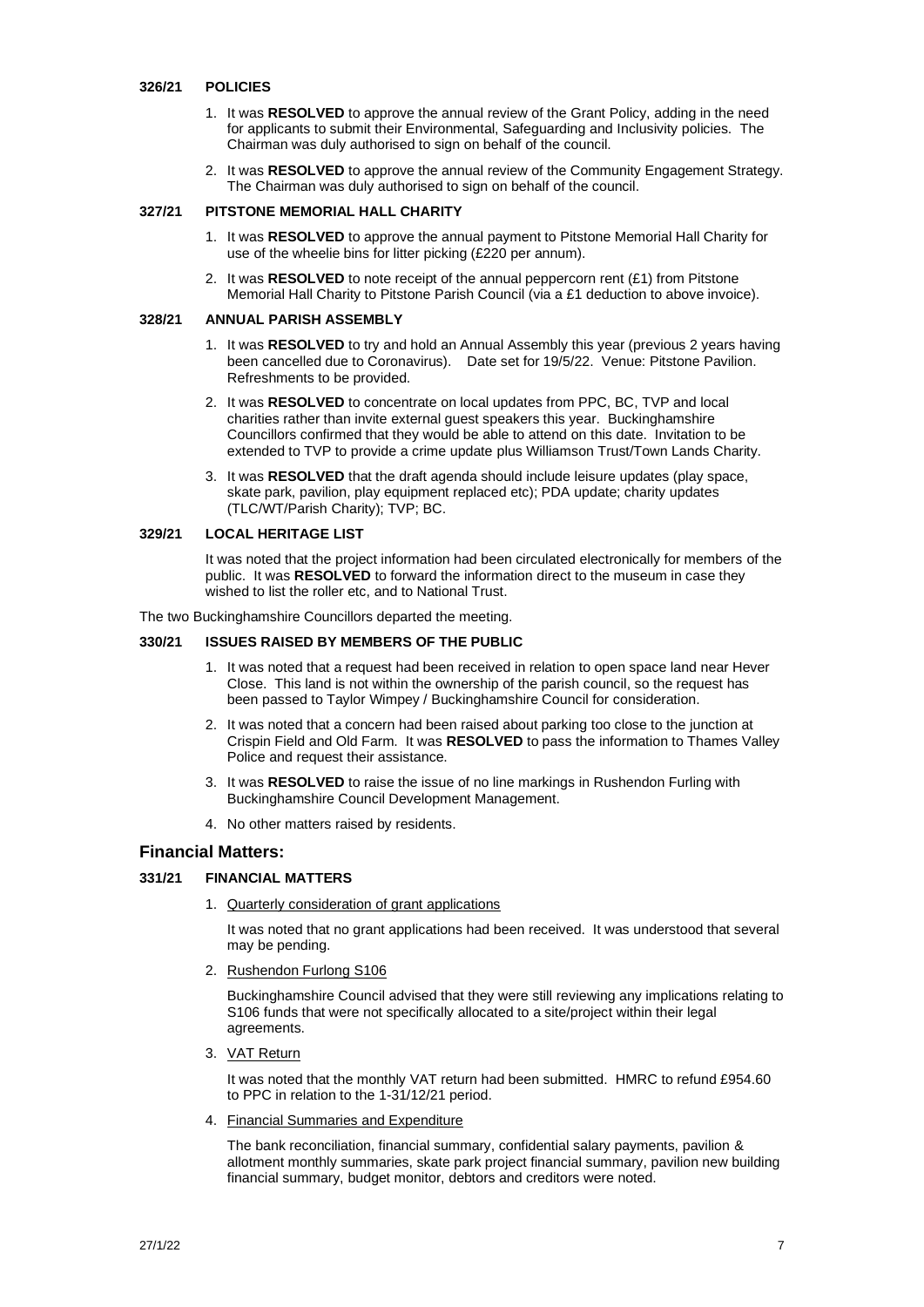**326/21 POLICIES**

1. It was **RESOLVED** to approve the annual review of the Grant Policy, adding in the need for applicants to submit their Environmental, Safeguarding and Inclusivity policies. The Chairman was duly authorised to sign on behalf of the council.
2. It was **RESOLVED** to approve the annual review of the Community Engagement Strategy. The Chairman was duly authorised to sign on behalf of the council.

**327/21 PITSTONE MEMORIAL HALL CHARITY**

1. It was **RESOLVED** to approve the annual payment to Pitstone Memorial Hall Charity for use of the wheelie bins for litter picking (£220 per annum).
2. It was **RESOLVED** to note receipt of the annual peppercorn rent (£1) from Pitstone Memorial Hall Charity to Pitstone Parish Council (via a £1 deduction to above invoice).

**328/21 ANNUAL PARISH ASSEMBLY**

1. It was **RESOLVED** to try and hold an Annual Assembly this year (previous 2 years having been cancelled due to Coronavirus). Date set for 19/5/22. Venue: Pitstone Pavilion. Refreshments to be provided.
2. It was **RESOLVED** to concentrate on local updates from PPC, BC, TVP and local charities rather than invite external guest speakers this year. Buckinghamshire Councillors confirmed that they would be able to attend on this date. Invitation to be extended to TVP to provide a crime update plus Williamson Trust/Town Lands Charity.
3. It was **RESOLVED** that the draft agenda should include leisure updates (play space, skate park, pavilion, play equipment replaced etc); PDA update; charity updates (TLC/WT/Parish Charity); TVP; BC.

**329/21 LOCAL HERITAGE LIST**

It was noted that the project information had been circulated electronically for members of the public. It was **RESOLVED** to forward the information direct to the museum in case they wished to list the roller etc, and to National Trust.

The two Buckinghamshire Councillors departed the meeting.

**330/21 ISSUES RAISED BY MEMBERS OF THE PUBLIC**

1. It was noted that a request had been received in relation to open space land near Hever Close. This land is not within the ownership of the parish council, so the request has been passed to Taylor Wimpey / Buckinghamshire Council for consideration.
2. It was noted that a concern had been raised about parking too close to the junction at Crispin Field and Old Farm. It was **RESOLVED** to pass the information to Thames Valley Police and request their assistance.
3. It was **RESOLVED** to raise the issue of no line markings in Rushendon Furling with Buckinghamshire Council Development Management.
4. No other matters raised by residents.

## Financial Matters:

**331/21 FINANCIAL MATTERS**

1. Quarterly consideration of grant applications

   It was noted that no grant applications had been received. It was understood that several may be pending.

2. Rushendon Furlong S106

   Buckinghamshire Council advised that they were still reviewing any implications relating to S106 funds that were not specifically allocated to a site/project within their legal agreements.

3. VAT Return

   It was noted that the monthly VAT return had been submitted. HMRC to refund £954.60 to PPC in relation to the 1-31/12/21 period.

4. Financial Summaries and Expenditure

   The bank reconciliation, financial summary, confidential salary payments, pavilion & allotment monthly summaries, skate park project financial summary, pavilion new building financial summary, budget monitor, debtors and creditors were noted.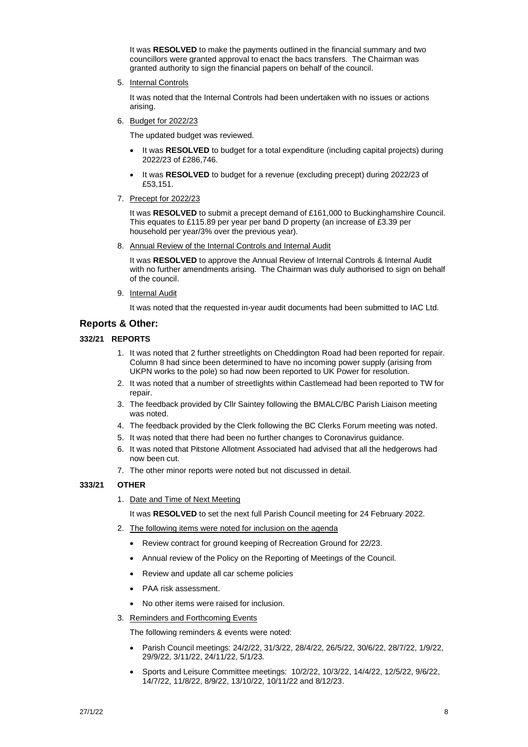It was **RESOLVED** to make the payments outlined in the financial summary and two councillors were granted approval to enact the bacs transfers. The Chairman was granted authority to sign the financial papers on behalf of the council.

5. Internal Controls

   It was noted that the Internal Controls had been undertaken with no issues or actions arising.

6. Budget for 2022/23

   The updated budget was reviewed.

   - It was **RESOLVED** to budget for a total expenditure (including capital projects) during 2022/23 of £286,746.
   - It was **RESOLVED** to budget for a revenue (excluding precept) during 2022/23 of £53,151.

7. Precept for 2022/23

   It was **RESOLVED** to submit a precept demand of £161,000 to Buckinghamshire Council. This equates to £115.89 per year per band D property (an increase of £3.39 per household per year/3% over the previous year).

8. Annual Review of the Internal Controls and Internal Audit

   It was **RESOLVED** to approve the Annual Review of Internal Controls & Internal Audit with no further amendments arising. The Chairman was duly authorised to sign on behalf of the council.

9. Internal Audit

   It was noted that the requested in-year audit documents had been submitted to IAC Ltd.

## Reports & Other:

### 332/21 REPORTS

1. It was noted that 2 further streetlights on Cheddington Road had been reported for repair. Column 8 had since been determined to have no incoming power supply (arising from UKPN works to the pole) so had now been reported to UK Power for resolution.
2. It was noted that a number of streetlights within Castlemead had been reported to TW for repair.
3. The feedback provided by Cllr Saintey following the BMALC/BC Parish Liaison meeting was noted.
4. The feedback provided by the Clerk following the BC Clerks Forum meeting was noted.
5. It was noted that there had been no further changes to Coronavirus guidance.
6. It was noted that Pitstone Allotment Associated had advised that all the hedgerows had now been cut.
7. The other minor reports were noted but not discussed in detail.

### 333/21 OTHER

1. Date and Time of Next Meeting

   It was **RESOLVED** to set the next full Parish Council meeting for 24 February 2022.

2. The following items were noted for inclusion on the agenda

   - Review contract for ground keeping of Recreation Ground for 22/23.
   - Annual review of the Policy on the Reporting of Meetings of the Council.
   - Review and update all car scheme policies
   - PAA risk assessment.
   - No other items were raised for inclusion.

3. Reminders and Forthcoming Events

   The following reminders & events were noted:

   - Parish Council meetings: 24/2/22, 31/3/22, 28/4/22, 26/5/22, 30/6/22, 28/7/22, 1/9/22, 29/9/22, 3/11/22, 24/11/22, 5/1/23.
   - Sports and Leisure Committee meetings: 10/2/22, 10/3/22, 14/4/22, 12/5/22, 9/6/22, 14/7/22, 11/8/22, 8/9/22, 13/10/22, 10/11/22 and 8/12/23.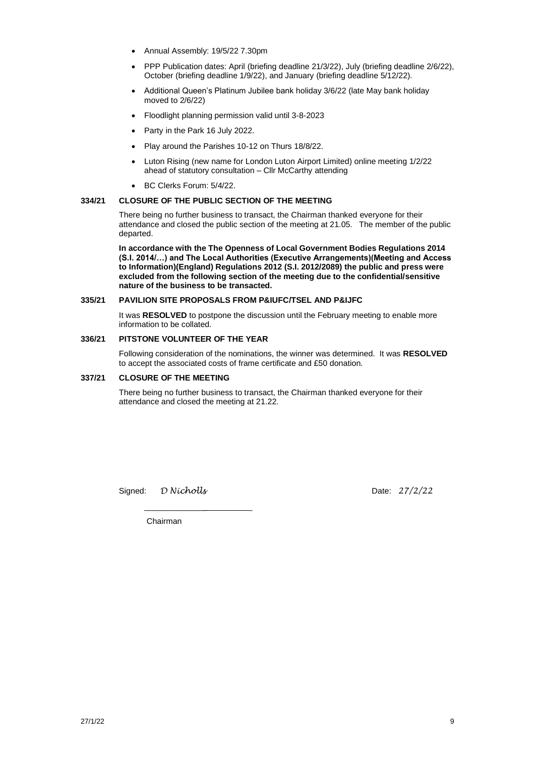- Annual Assembly: 19/5/22 7.30pm
- PPP Publication dates: April (briefing deadline 21/3/22), July (briefing deadline 2/6/22), October (briefing deadline 1/9/22), and January (briefing deadline 5/12/22).
- Additional Queen's Platinum Jubilee bank holiday 3/6/22 (late May bank holiday moved to 2/6/22)
- Floodlight planning permission valid until 3-8-2023
- Party in the Park 16 July 2022.
- Play around the Parishes 10-12 on Thurs 18/8/22.
- Luton Rising (new name for London Luton Airport Limited) online meeting 1/2/22 ahead of statutory consultation – Cllr McCarthy attending
- BC Clerks Forum: 5/4/22.

**334/21 CLOSURE OF THE PUBLIC SECTION OF THE MEETING**

There being no further business to transact, the Chairman thanked everyone for their attendance and closed the public section of the meeting at 21.05. The member of the public departed.

**In accordance with the The Openness of Local Government Bodies Regulations 2014 (S.I. 2014/…) and The Local Authorities (Executive Arrangements)(Meeting and Access to Information)(England) Regulations 2012 (S.I. 2012/2089) the public and press were excluded from the following section of the meeting due to the confidential/sensitive nature of the business to be transacted.**

**335/21 PAVILION SITE PROPOSALS FROM P&IUFC/TSEL AND P&IJFC**

It was **RESOLVED** to postpone the discussion until the February meeting to enable more information to be collated.

**336/21 PITSTONE VOLUNTEER OF THE YEAR**

Following consideration of the nominations, the winner was determined. It was **RESOLVED** to accept the associated costs of frame certificate and £50 donation.

**337/21 CLOSURE OF THE MEETING**

There being no further business to transact, the Chairman thanked everyone for their attendance and closed the meeting at 21.22.

Signed: *D Nicholls* Date: *27/2/22*

Chairman